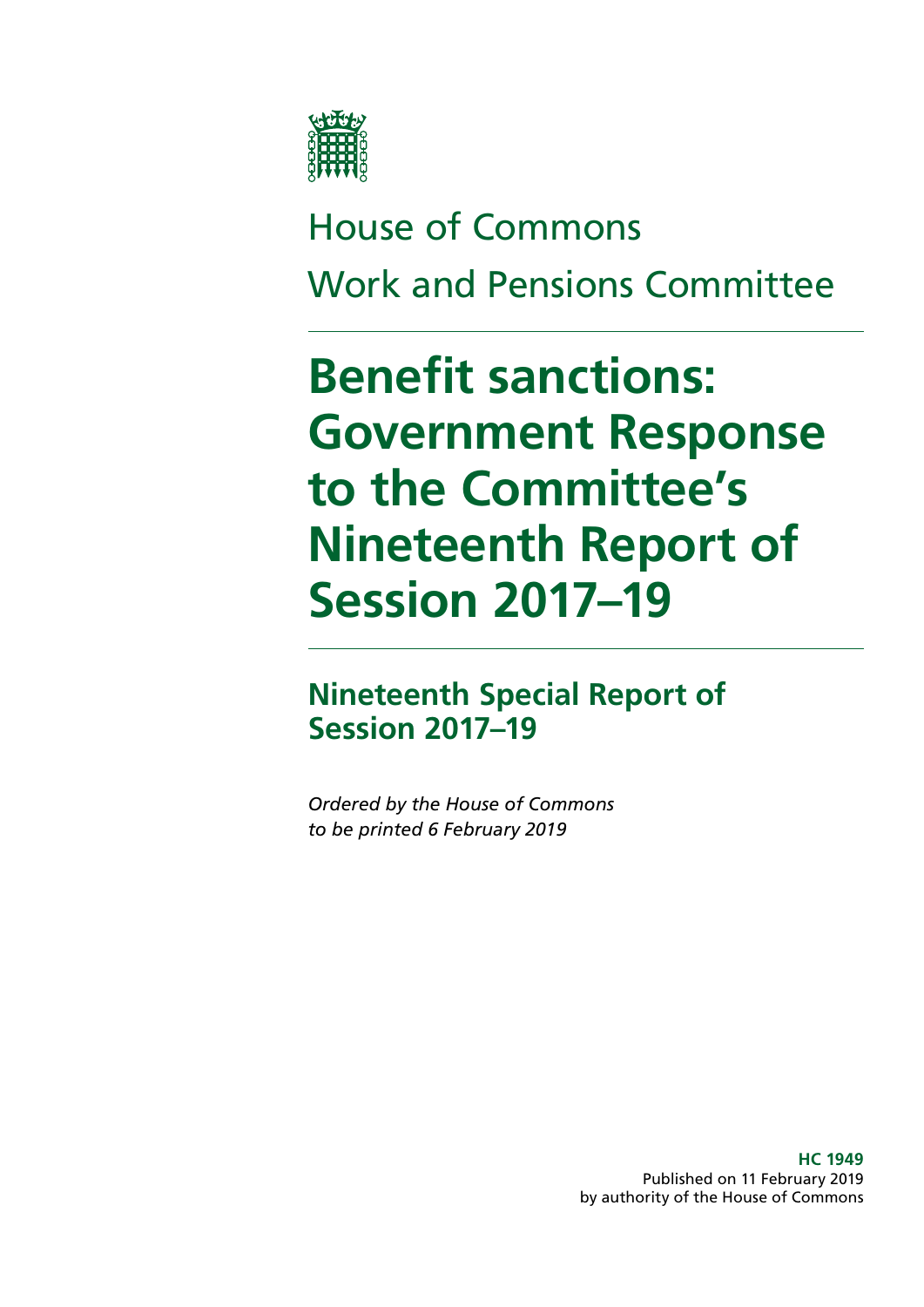House of Commons

Work and Pensions Committee

# Benefit sanctions: Government Response to the Committee's Nineteenth Report of Session 2017–19

## Nineteenth Special Report of Session 2017–19

*Ordered by the House of Commons to be printed 6 February 2019*

**HC 1949**
Published on 11 February 2019
by authority of the House of Commons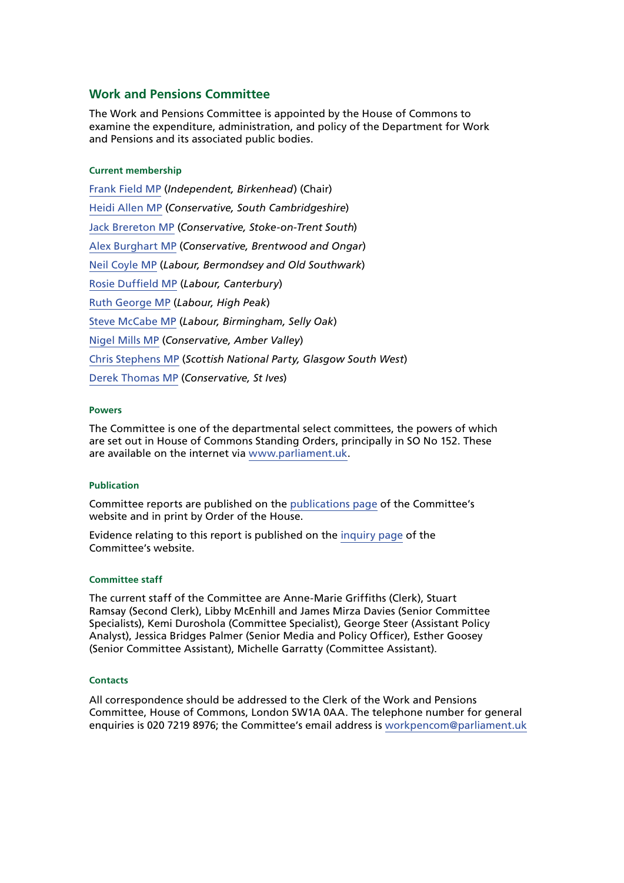## Work and Pensions Committee

The Work and Pensions Committee is appointed by the House of Commons to examine the expenditure, administration, and policy of the Department for Work and Pensions and its associated public bodies.

### Current membership

[Frank Field MP](#) (*Independent, Birkenhead*) (Chair)

[Heidi Allen MP](#) (*Conservative, South Cambridgeshire*)

[Jack Brereton MP](#) (*Conservative, Stoke-on-Trent South*)

[Alex Burghart MP](#) (*Conservative, Brentwood and Ongar*)

[Neil Coyle MP](#) (*Labour, Bermondsey and Old Southwark*)

[Rosie Duffield MP](#) (*Labour, Canterbury*)

[Ruth George MP](#) (*Labour, High Peak*)

[Steve McCabe MP](#) (*Labour, Birmingham, Selly Oak*)

[Nigel Mills MP](#) (*Conservative, Amber Valley*)

[Chris Stephens MP](#) (*Scottish National Party, Glasgow South West*)

[Derek Thomas MP](#) (*Conservative, St Ives*)

### Powers

The Committee is one of the departmental select committees, the powers of which are set out in House of Commons Standing Orders, principally in SO No 152. These are available on the internet via [www.parliament.uk](#).

### Publication

Committee reports are published on the [publications page](#) of the Committee's website and in print by Order of the House.

Evidence relating to this report is published on the [inquiry page](#) of the Committee's website.

### Committee staff

The current staff of the Committee are Anne-Marie Griffiths (Clerk), Stuart Ramsay (Second Clerk), Libby McEnhill and James Mirza Davies (Senior Committee Specialists), Kemi Duroshola (Committee Specialist), George Steer (Assistant Policy Analyst), Jessica Bridges Palmer (Senior Media and Policy Officer), Esther Goosey (Senior Committee Assistant), Michelle Garratty (Committee Assistant).

### Contacts

All correspondence should be addressed to the Clerk of the Work and Pensions Committee, House of Commons, London SW1A 0AA. The telephone number for general enquiries is 020 7219 8976; the Committee's email address is [workpencom@parliament.uk](#)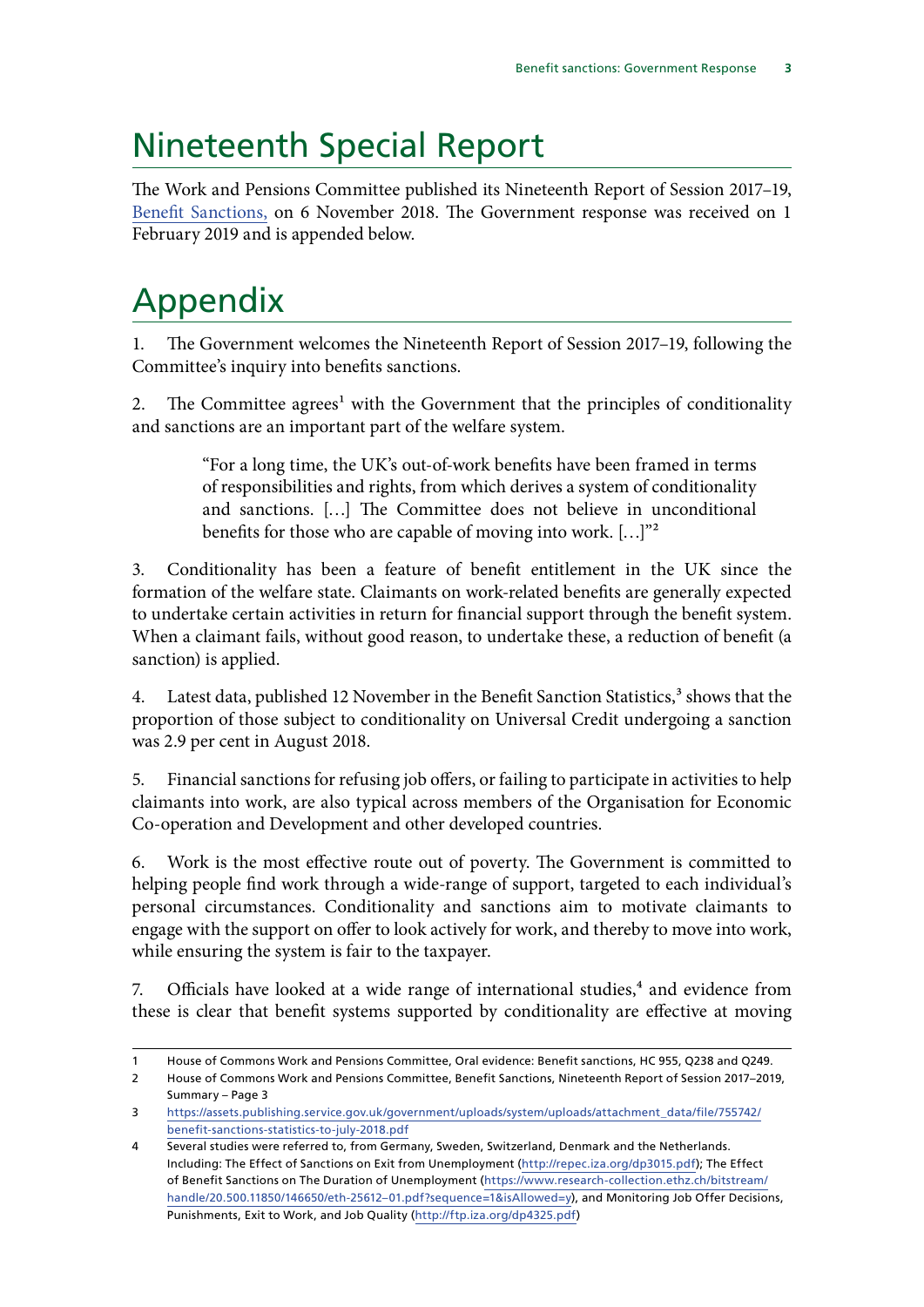# Nineteenth Special Report

The Work and Pensions Committee published its Nineteenth Report of Session 2017–19, Benefit Sanctions, on 6 November 2018. The Government response was received on 1 February 2019 and is appended below.

# Appendix

1. The Government welcomes the Nineteenth Report of Session 2017–19, following the Committee's inquiry into benefits sanctions.

2. The Committee agrees[1] with the Government that the principles of conditionality and sanctions are an important part of the welfare system.

> "For a long time, the UK's out-of-work benefits have been framed in terms of responsibilities and rights, from which derives a system of conditionality and sanctions. […] The Committee does not believe in unconditional benefits for those who are capable of moving into work. […]"[2]

3. Conditionality has been a feature of benefit entitlement in the UK since the formation of the welfare state. Claimants on work-related benefits are generally expected to undertake certain activities in return for financial support through the benefit system. When a claimant fails, without good reason, to undertake these, a reduction of benefit (a sanction) is applied.

4. Latest data, published 12 November in the Benefit Sanction Statistics,[3] shows that the proportion of those subject to conditionality on Universal Credit undergoing a sanction was 2.9 per cent in August 2018.

5. Financial sanctions for refusing job offers, or failing to participate in activities to help claimants into work, are also typical across members of the Organisation for Economic Co-operation and Development and other developed countries.

6. Work is the most effective route out of poverty. The Government is committed to helping people find work through a wide-range of support, targeted to each individual's personal circumstances. Conditionality and sanctions aim to motivate claimants to engage with the support on offer to look actively for work, and thereby to move into work, while ensuring the system is fair to the taxpayer.

7. Officials have looked at a wide range of international studies,[4] and evidence from these is clear that benefit systems supported by conditionality are effective at moving

---

1 House of Commons Work and Pensions Committee, Oral evidence: Benefit sanctions, HC 955, Q238 and Q249.

2 House of Commons Work and Pensions Committee, Benefit Sanctions, Nineteenth Report of Session 2017–2019, Summary – Page 3

3 https://assets.publishing.service.gov.uk/government/uploads/system/uploads/attachment_data/file/755742/benefit-sanctions-statistics-to-july-2018.pdf

4 Several studies were referred to, from Germany, Sweden, Switzerland, Denmark and the Netherlands. Including: The Effect of Sanctions on Exit from Unemployment (http://repec.iza.org/dp3015.pdf); The Effect of Benefit Sanctions on The Duration of Unemployment (https://www.research-collection.ethz.ch/bitstream/handle/20.500.11850/146650/eth-25612-01.pdf?sequence=1&isAllowed=y), and Monitoring Job Offer Decisions, Punishments, Exit to Work, and Job Quality (http://ftp.iza.org/dp4325.pdf)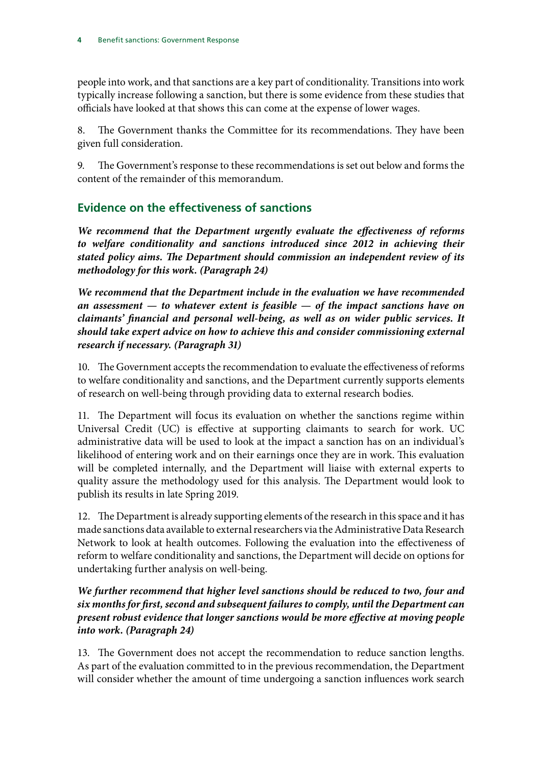people into work, and that sanctions are a key part of conditionality. Transitions into work typically increase following a sanction, but there is some evidence from these studies that officials have looked at that shows this can come at the expense of lower wages.

8. The Government thanks the Committee for its recommendations. They have been given full consideration.

9. The Government's response to these recommendations is set out below and forms the content of the remainder of this memorandum.

## Evidence on the effectiveness of sanctions

***We recommend that the Department urgently evaluate the effectiveness of reforms to welfare conditionality and sanctions introduced since 2012 in achieving their stated policy aims. The Department should commission an independent review of its methodology for this work. (Paragraph 24)***

***We recommend that the Department include in the evaluation we have recommended an assessment — to whatever extent is feasible — of the impact sanctions have on claimants' financial and personal well-being, as well as on wider public services. It should take expert advice on how to achieve this and consider commissioning external research if necessary. (Paragraph 31)***

10. The Government accepts the recommendation to evaluate the effectiveness of reforms to welfare conditionality and sanctions, and the Department currently supports elements of research on well-being through providing data to external research bodies.

11. The Department will focus its evaluation on whether the sanctions regime within Universal Credit (UC) is effective at supporting claimants to search for work. UC administrative data will be used to look at the impact a sanction has on an individual's likelihood of entering work and on their earnings once they are in work. This evaluation will be completed internally, and the Department will liaise with external experts to quality assure the methodology used for this analysis. The Department would look to publish its results in late Spring 2019.

12. The Department is already supporting elements of the research in this space and it has made sanctions data available to external researchers via the Administrative Data Research Network to look at health outcomes. Following the evaluation into the effectiveness of reform to welfare conditionality and sanctions, the Department will decide on options for undertaking further analysis on well-being.

***We further recommend that higher level sanctions should be reduced to two, four and six months for first, second and subsequent failures to comply, until the Department can present robust evidence that longer sanctions would be more effective at moving people into work. (Paragraph 24)***

13. The Government does not accept the recommendation to reduce sanction lengths. As part of the evaluation committed to in the previous recommendation, the Department will consider whether the amount of time undergoing a sanction influences work search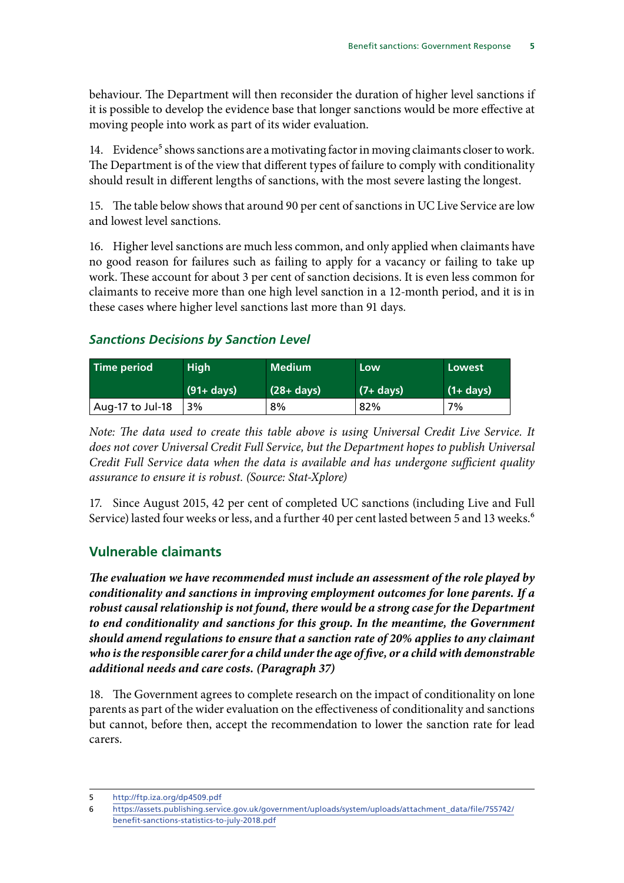behaviour. The Department will then reconsider the duration of higher level sanctions if it is possible to develop the evidence base that longer sanctions would be more effective at moving people into work as part of its wider evaluation.

14. Evidence[5] shows sanctions are a motivating factor in moving claimants closer to work. The Department is of the view that different types of failure to comply with conditionality should result in different lengths of sanctions, with the most severe lasting the longest.

15. The table below shows that around 90 per cent of sanctions in UC Live Service are low and lowest level sanctions.

16. Higher level sanctions are much less common, and only applied when claimants have no good reason for failures such as failing to apply for a vacancy or failing to take up work. These account for about 3 per cent of sanction decisions. It is even less common for claimants to receive more than one high level sanction in a 12-month period, and it is in these cases where higher level sanctions last more than 91 days.

### *Sanctions Decisions by Sanction Level*

| Time period | High (91+ days) | Medium (28+ days) | Low (7+ days) | Lowest (1+ days) |
|---|---|---|---|---|
| Aug-17 to Jul-18 | 3% | 8% | 82% | 7% |

*Note: The data used to create this table above is using Universal Credit Live Service. It does not cover Universal Credit Full Service, but the Department hopes to publish Universal Credit Full Service data when the data is available and has undergone sufficient quality assurance to ensure it is robust. (Source: Stat-Xplore)*

17. Since August 2015, 42 per cent of completed UC sanctions (including Live and Full Service) lasted four weeks or less, and a further 40 per cent lasted between 5 and 13 weeks.[6]

## Vulnerable claimants

***The evaluation we have recommended must include an assessment of the role played by conditionality and sanctions in improving employment outcomes for lone parents. If a robust causal relationship is not found, there would be a strong case for the Department to end conditionality and sanctions for this group. In the meantime, the Government should amend regulations to ensure that a sanction rate of 20% applies to any claimant who is the responsible carer for a child under the age of five, or a child with demonstrable additional needs and care costs. (Paragraph 37)***

18. The Government agrees to complete research on the impact of conditionality on lone parents as part of the wider evaluation on the effectiveness of conditionality and sanctions but cannot, before then, accept the recommendation to lower the sanction rate for lead carers.

---

5 http://ftp.iza.org/dp4509.pdf

6 https://assets.publishing.service.gov.uk/government/uploads/system/uploads/attachment_data/file/755742/benefit-sanctions-statistics-to-july-2018.pdf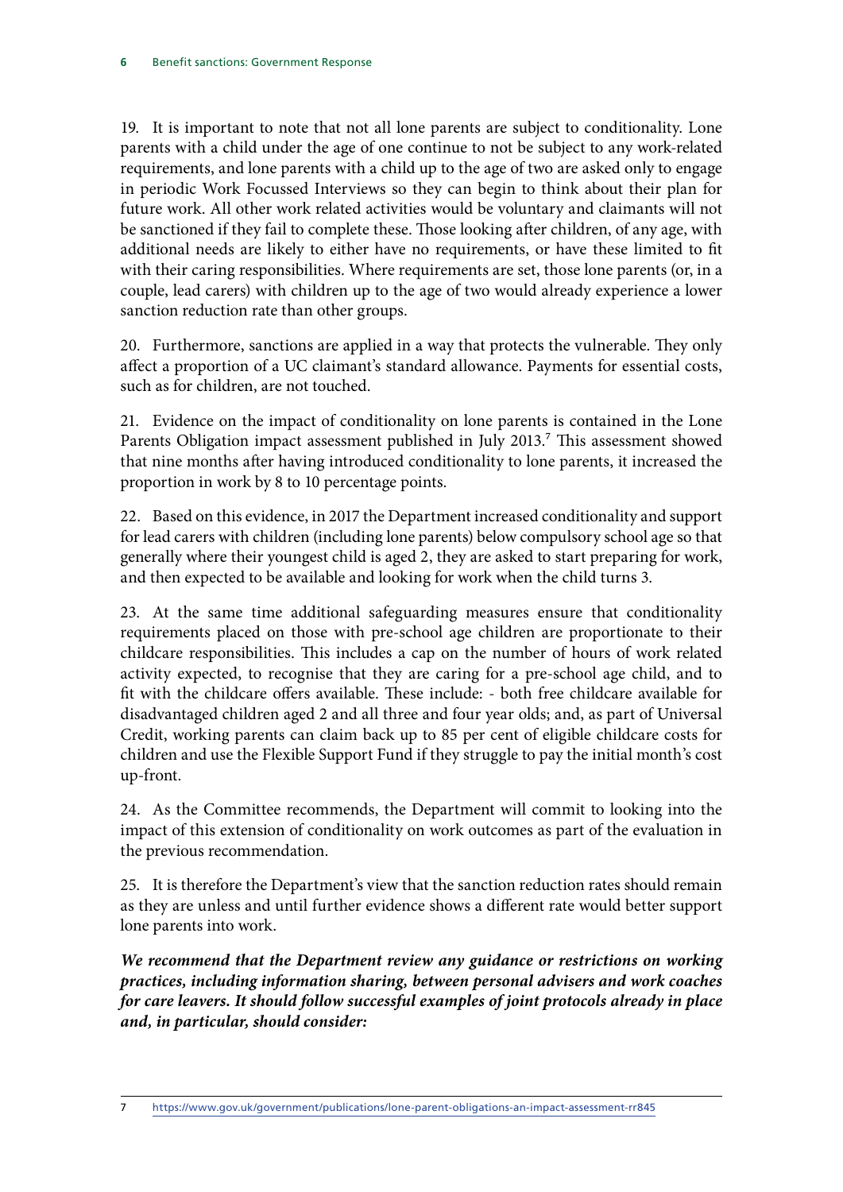19. It is important to note that not all lone parents are subject to conditionality. Lone parents with a child under the age of one continue to not be subject to any work-related requirements, and lone parents with a child up to the age of two are asked only to engage in periodic Work Focussed Interviews so they can begin to think about their plan for future work. All other work related activities would be voluntary and claimants will not be sanctioned if they fail to complete these. Those looking after children, of any age, with additional needs are likely to either have no requirements, or have these limited to fit with their caring responsibilities. Where requirements are set, those lone parents (or, in a couple, lead carers) with children up to the age of two would already experience a lower sanction reduction rate than other groups.

20. Furthermore, sanctions are applied in a way that protects the vulnerable. They only affect a proportion of a UC claimant's standard allowance. Payments for essential costs, such as for children, are not touched.

21. Evidence on the impact of conditionality on lone parents is contained in the Lone Parents Obligation impact assessment published in July 2013.[7] This assessment showed that nine months after having introduced conditionality to lone parents, it increased the proportion in work by 8 to 10 percentage points.

22. Based on this evidence, in 2017 the Department increased conditionality and support for lead carers with children (including lone parents) below compulsory school age so that generally where their youngest child is aged 2, they are asked to start preparing for work, and then expected to be available and looking for work when the child turns 3.

23. At the same time additional safeguarding measures ensure that conditionality requirements placed on those with pre-school age children are proportionate to their childcare responsibilities. This includes a cap on the number of hours of work related activity expected, to recognise that they are caring for a pre-school age child, and to fit with the childcare offers available. These include: - both free childcare available for disadvantaged children aged 2 and all three and four year olds; and, as part of Universal Credit, working parents can claim back up to 85 per cent of eligible childcare costs for children and use the Flexible Support Fund if they struggle to pay the initial month's cost up-front.

24. As the Committee recommends, the Department will commit to looking into the impact of this extension of conditionality on work outcomes as part of the evaluation in the previous recommendation.

25. It is therefore the Department's view that the sanction reduction rates should remain as they are unless and until further evidence shows a different rate would better support lone parents into work.

***We recommend that the Department review any guidance or restrictions on working practices, including information sharing, between personal advisers and work coaches for care leavers. It should follow successful examples of joint protocols already in place and, in particular, should consider:***

---

7 https://www.gov.uk/government/publications/lone-parent-obligations-an-impact-assessment-rr845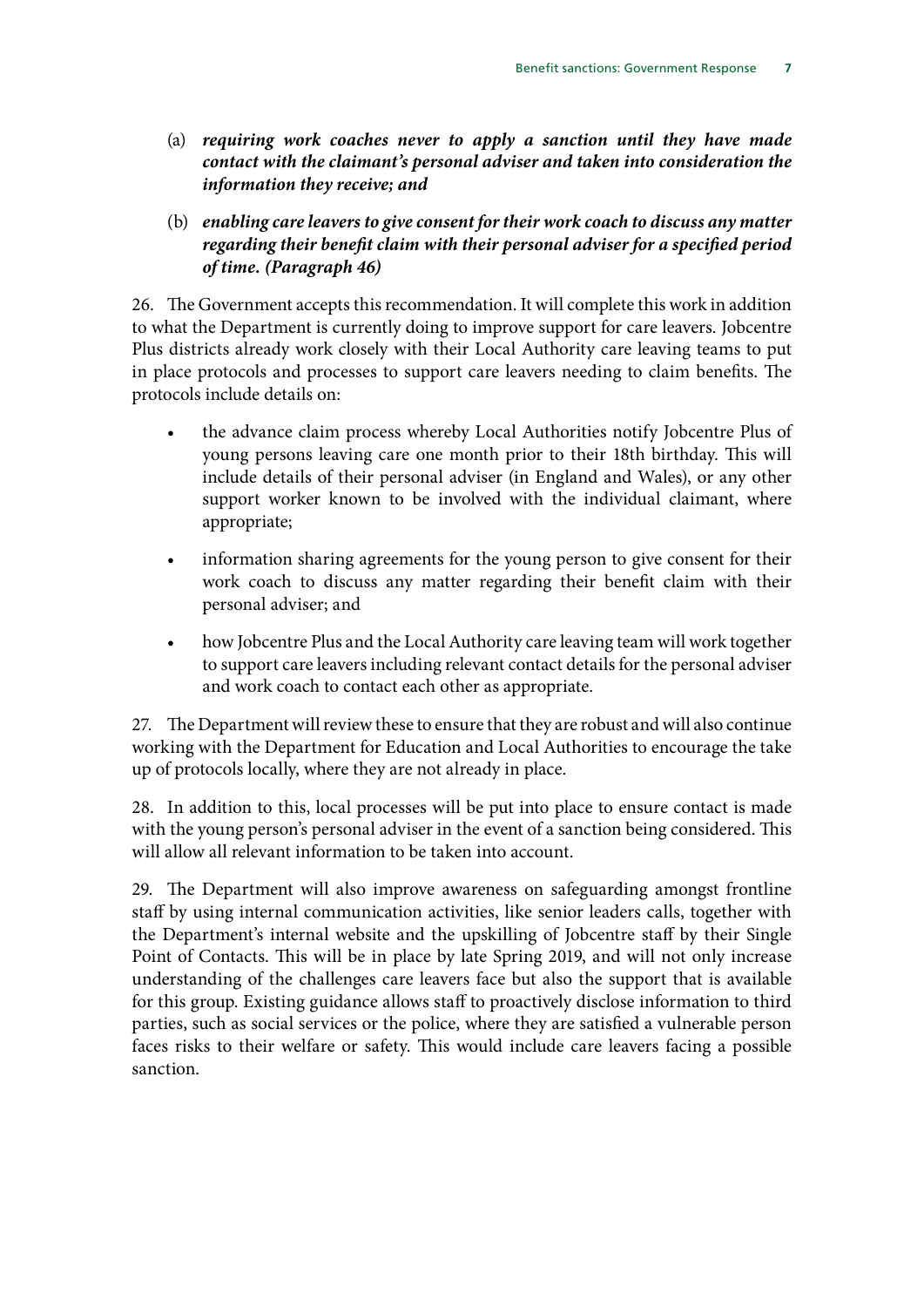(a) ***requiring work coaches never to apply a sanction until they have made contact with the claimant's personal adviser and taken into consideration the information they receive; and***

(b) ***enabling care leavers to give consent for their work coach to discuss any matter regarding their benefit claim with their personal adviser for a specified period of time. (Paragraph 46)***

26. The Government accepts this recommendation. It will complete this work in addition to what the Department is currently doing to improve support for care leavers. Jobcentre Plus districts already work closely with their Local Authority care leaving teams to put in place protocols and processes to support care leavers needing to claim benefits. The protocols include details on:

- the advance claim process whereby Local Authorities notify Jobcentre Plus of young persons leaving care one month prior to their 18th birthday. This will include details of their personal adviser (in England and Wales), or any other support worker known to be involved with the individual claimant, where appropriate;
- information sharing agreements for the young person to give consent for their work coach to discuss any matter regarding their benefit claim with their personal adviser; and
- how Jobcentre Plus and the Local Authority care leaving team will work together to support care leavers including relevant contact details for the personal adviser and work coach to contact each other as appropriate.

27. The Department will review these to ensure that they are robust and will also continue working with the Department for Education and Local Authorities to encourage the take up of protocols locally, where they are not already in place.

28. In addition to this, local processes will be put into place to ensure contact is made with the young person's personal adviser in the event of a sanction being considered. This will allow all relevant information to be taken into account.

29. The Department will also improve awareness on safeguarding amongst frontline staff by using internal communication activities, like senior leaders calls, together with the Department's internal website and the upskilling of Jobcentre staff by their Single Point of Contacts. This will be in place by late Spring 2019, and will not only increase understanding of the challenges care leavers face but also the support that is available for this group. Existing guidance allows staff to proactively disclose information to third parties, such as social services or the police, where they are satisfied a vulnerable person faces risks to their welfare or safety. This would include care leavers facing a possible sanction.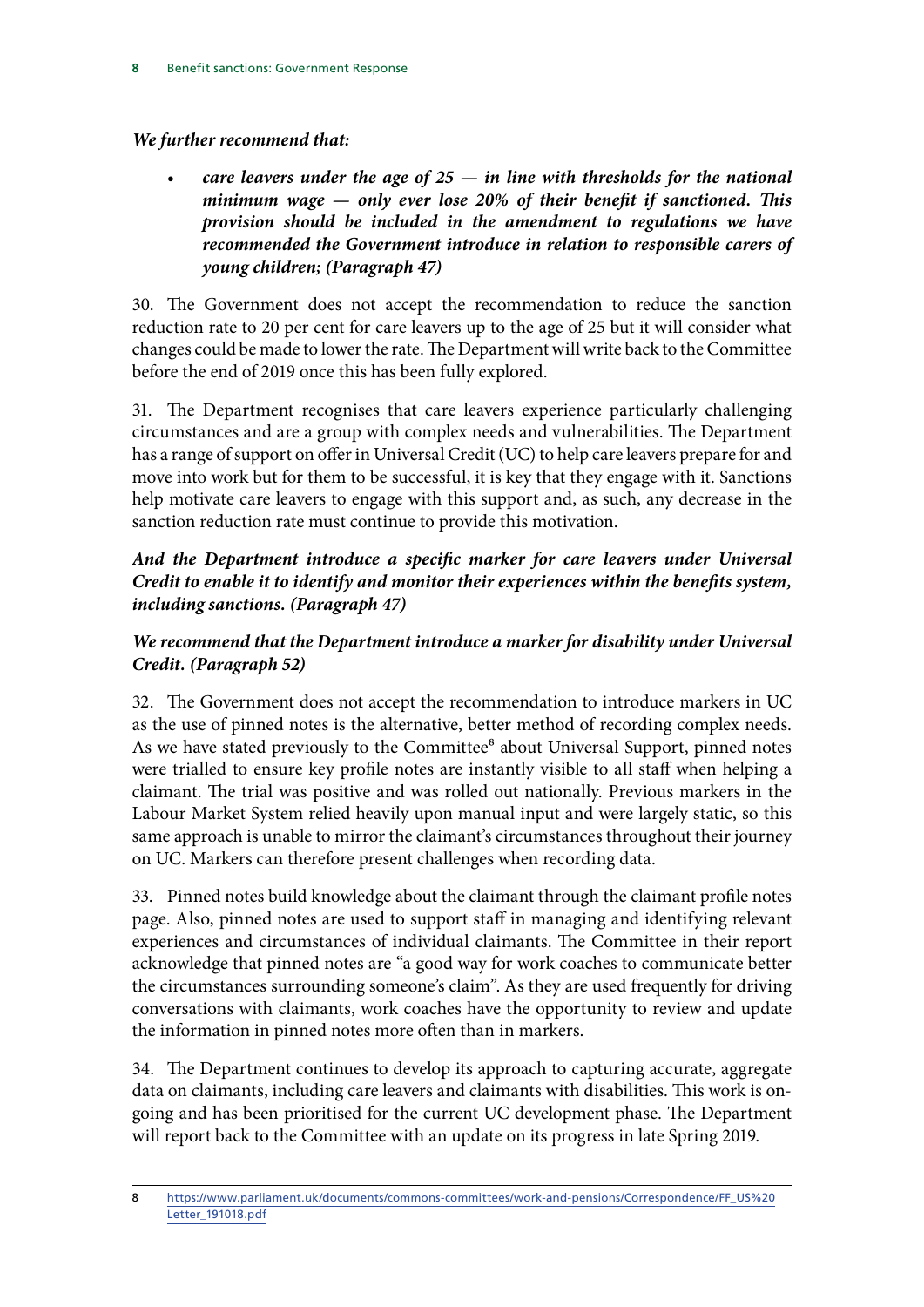***We further recommend that:***

- ***care leavers under the age of 25 — in line with thresholds for the national minimum wage — only ever lose 20% of their benefit if sanctioned. This provision should be included in the amendment to regulations we have recommended the Government introduce in relation to responsible carers of young children; (Paragraph 47)***

30. The Government does not accept the recommendation to reduce the sanction reduction rate to 20 per cent for care leavers up to the age of 25 but it will consider what changes could be made to lower the rate. The Department will write back to the Committee before the end of 2019 once this has been fully explored.

31. The Department recognises that care leavers experience particularly challenging circumstances and are a group with complex needs and vulnerabilities. The Department has a range of support on offer in Universal Credit (UC) to help care leavers prepare for and move into work but for them to be successful, it is key that they engage with it. Sanctions help motivate care leavers to engage with this support and, as such, any decrease in the sanction reduction rate must continue to provide this motivation.

***And the Department introduce a specific marker for care leavers under Universal Credit to enable it to identify and monitor their experiences within the benefits system, including sanctions. (Paragraph 47)***

***We recommend that the Department introduce a marker for disability under Universal Credit. (Paragraph 52)***

32. The Government does not accept the recommendation to introduce markers in UC as the use of pinned notes is the alternative, better method of recording complex needs. As we have stated previously to the Committee[8] about Universal Support, pinned notes were trialled to ensure key profile notes are instantly visible to all staff when helping a claimant. The trial was positive and was rolled out nationally. Previous markers in the Labour Market System relied heavily upon manual input and were largely static, so this same approach is unable to mirror the claimant's circumstances throughout their journey on UC. Markers can therefore present challenges when recording data.

33. Pinned notes build knowledge about the claimant through the claimant profile notes page. Also, pinned notes are used to support staff in managing and identifying relevant experiences and circumstances of individual claimants. The Committee in their report acknowledge that pinned notes are "a good way for work coaches to communicate better the circumstances surrounding someone's claim". As they are used frequently for driving conversations with claimants, work coaches have the opportunity to review and update the information in pinned notes more often than in markers.

34. The Department continues to develop its approach to capturing accurate, aggregate data on claimants, including care leavers and claimants with disabilities. This work is on-going and has been prioritised for the current UC development phase. The Department will report back to the Committee with an update on its progress in late Spring 2019.

---

8 https://www.parliament.uk/documents/commons-committees/work-and-pensions/Correspondence/FF_US%20Letter_191018.pdf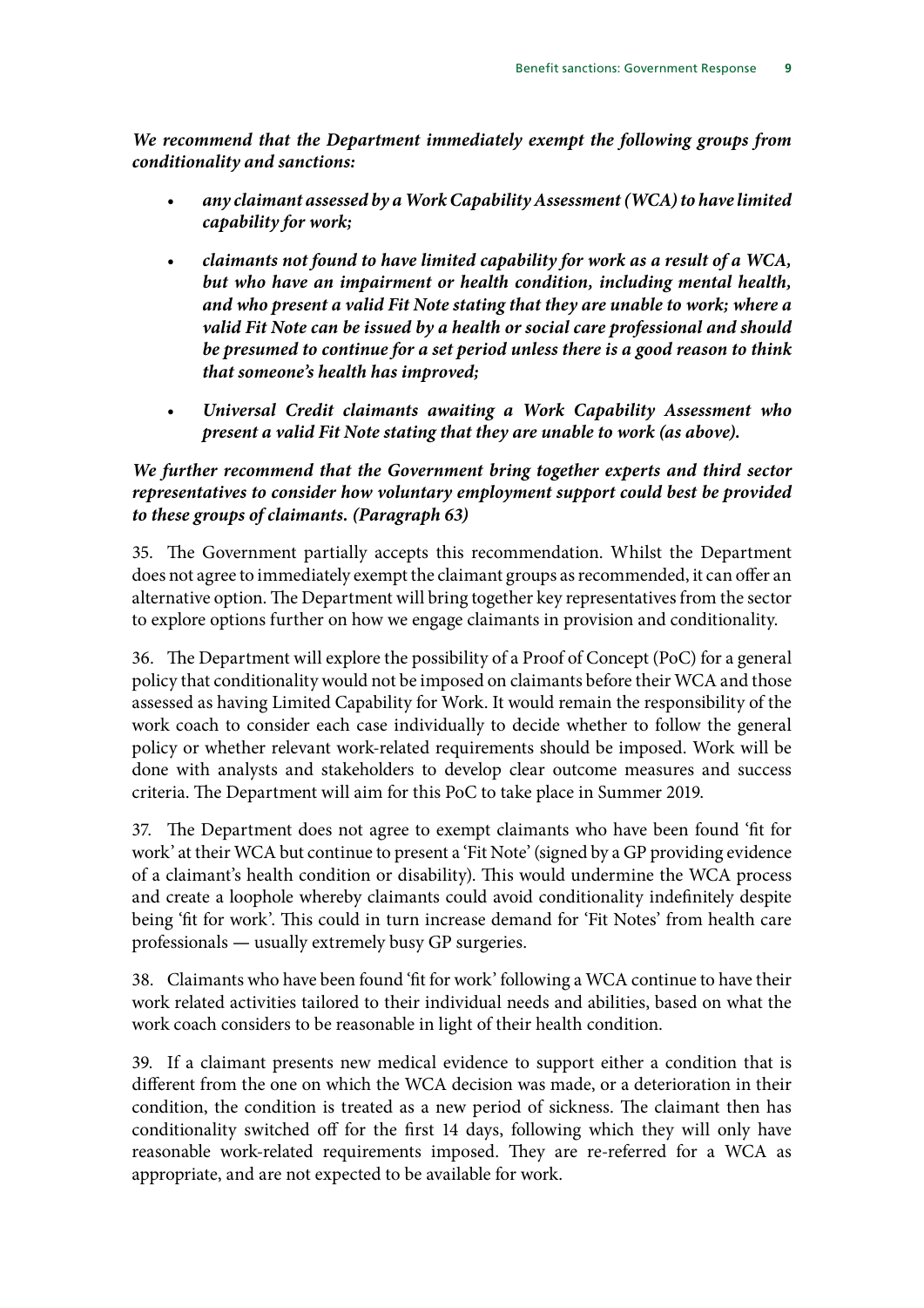***We recommend that the Department immediately exempt the following groups from conditionality and sanctions:***

- ***any claimant assessed by a Work Capability Assessment (WCA) to have limited capability for work;***
- ***claimants not found to have limited capability for work as a result of a WCA, but who have an impairment or health condition, including mental health, and who present a valid Fit Note stating that they are unable to work; where a valid Fit Note can be issued by a health or social care professional and should be presumed to continue for a set period unless there is a good reason to think that someone's health has improved;***
- ***Universal Credit claimants awaiting a Work Capability Assessment who present a valid Fit Note stating that they are unable to work (as above).***

***We further recommend that the Government bring together experts and third sector representatives to consider how voluntary employment support could best be provided to these groups of claimants. (Paragraph 63)***

35. The Government partially accepts this recommendation. Whilst the Department does not agree to immediately exempt the claimant groups as recommended, it can offer an alternative option. The Department will bring together key representatives from the sector to explore options further on how we engage claimants in provision and conditionality.

36. The Department will explore the possibility of a Proof of Concept (PoC) for a general policy that conditionality would not be imposed on claimants before their WCA and those assessed as having Limited Capability for Work. It would remain the responsibility of the work coach to consider each case individually to decide whether to follow the general policy or whether relevant work-related requirements should be imposed. Work will be done with analysts and stakeholders to develop clear outcome measures and success criteria. The Department will aim for this PoC to take place in Summer 2019.

37. The Department does not agree to exempt claimants who have been found 'fit for work' at their WCA but continue to present a 'Fit Note' (signed by a GP providing evidence of a claimant's health condition or disability). This would undermine the WCA process and create a loophole whereby claimants could avoid conditionality indefinitely despite being 'fit for work'. This could in turn increase demand for 'Fit Notes' from health care professionals — usually extremely busy GP surgeries.

38. Claimants who have been found 'fit for work' following a WCA continue to have their work related activities tailored to their individual needs and abilities, based on what the work coach considers to be reasonable in light of their health condition.

39. If a claimant presents new medical evidence to support either a condition that is different from the one on which the WCA decision was made, or a deterioration in their condition, the condition is treated as a new period of sickness. The claimant then has conditionality switched off for the first 14 days, following which they will only have reasonable work-related requirements imposed. They are re-referred for a WCA as appropriate, and are not expected to be available for work.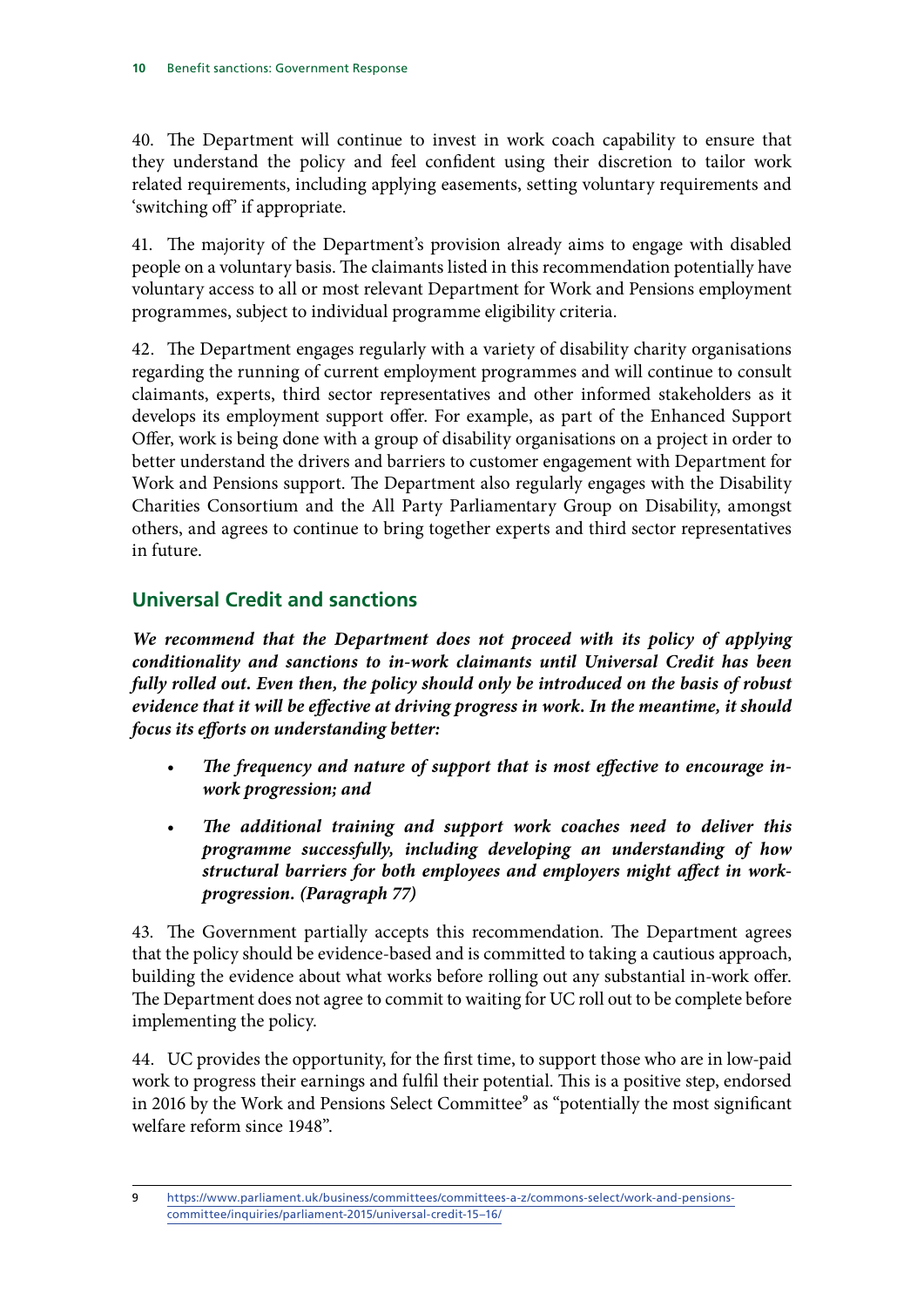40. The Department will continue to invest in work coach capability to ensure that they understand the policy and feel confident using their discretion to tailor work related requirements, including applying easements, setting voluntary requirements and 'switching off' if appropriate.

41. The majority of the Department's provision already aims to engage with disabled people on a voluntary basis. The claimants listed in this recommendation potentially have voluntary access to all or most relevant Department for Work and Pensions employment programmes, subject to individual programme eligibility criteria.

42. The Department engages regularly with a variety of disability charity organisations regarding the running of current employment programmes and will continue to consult claimants, experts, third sector representatives and other informed stakeholders as it develops its employment support offer. For example, as part of the Enhanced Support Offer, work is being done with a group of disability organisations on a project in order to better understand the drivers and barriers to customer engagement with Department for Work and Pensions support. The Department also regularly engages with the Disability Charities Consortium and the All Party Parliamentary Group on Disability, amongst others, and agrees to continue to bring together experts and third sector representatives in future.

## Universal Credit and sanctions

***We recommend that the Department does not proceed with its policy of applying conditionality and sanctions to in-work claimants until Universal Credit has been fully rolled out. Even then, the policy should only be introduced on the basis of robust evidence that it will be effective at driving progress in work. In the meantime, it should focus its efforts on understanding better:***

- ***The frequency and nature of support that is most effective to encourage in-work progression; and***
- ***The additional training and support work coaches need to deliver this programme successfully, including developing an understanding of how structural barriers for both employees and employers might affect in work-progression. (Paragraph 77)***

43. The Government partially accepts this recommendation. The Department agrees that the policy should be evidence-based and is committed to taking a cautious approach, building the evidence about what works before rolling out any substantial in-work offer. The Department does not agree to commit to waiting for UC roll out to be complete before implementing the policy.

44. UC provides the opportunity, for the first time, to support those who are in low-paid work to progress their earnings and fulfil their potential. This is a positive step, endorsed in 2016 by the Work and Pensions Select Committee[9] as "potentially the most significant welfare reform since 1948".

9 https://www.parliament.uk/business/committees/committees-a-z/commons-select/work-and-pensions-committee/inquiries/parliament-2015/universal-credit-15–16/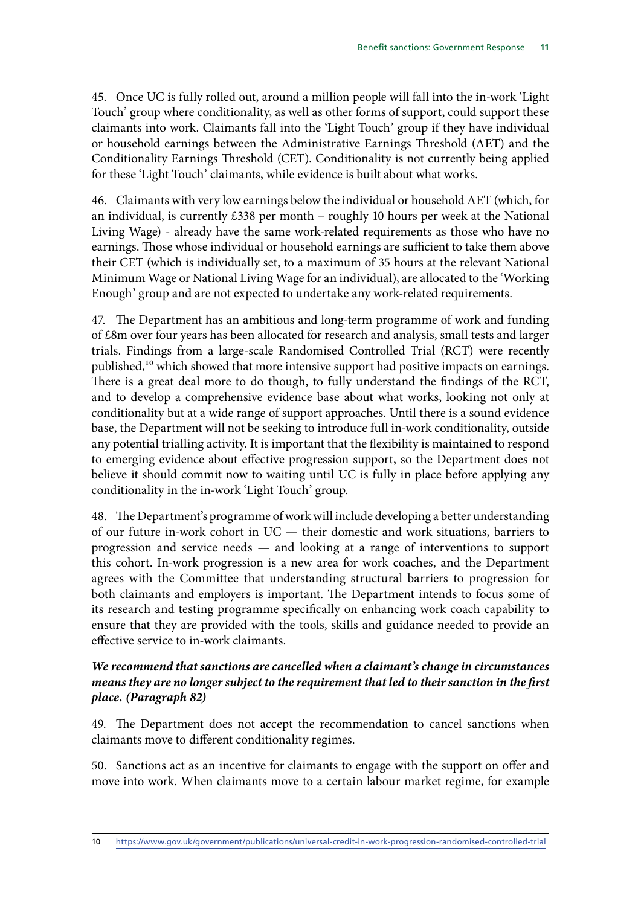45. Once UC is fully rolled out, around a million people will fall into the in-work 'Light Touch' group where conditionality, as well as other forms of support, could support these claimants into work. Claimants fall into the 'Light Touch' group if they have individual or household earnings between the Administrative Earnings Threshold (AET) and the Conditionality Earnings Threshold (CET). Conditionality is not currently being applied for these 'Light Touch' claimants, while evidence is built about what works.

46. Claimants with very low earnings below the individual or household AET (which, for an individual, is currently £338 per month – roughly 10 hours per week at the National Living Wage) - already have the same work-related requirements as those who have no earnings. Those whose individual or household earnings are sufficient to take them above their CET (which is individually set, to a maximum of 35 hours at the relevant National Minimum Wage or National Living Wage for an individual), are allocated to the 'Working Enough' group and are not expected to undertake any work-related requirements.

47. The Department has an ambitious and long-term programme of work and funding of £8m over four years has been allocated for research and analysis, small tests and larger trials. Findings from a large-scale Randomised Controlled Trial (RCT) were recently published,[10] which showed that more intensive support had positive impacts on earnings. There is a great deal more to do though, to fully understand the findings of the RCT, and to develop a comprehensive evidence base about what works, looking not only at conditionality but at a wide range of support approaches. Until there is a sound evidence base, the Department will not be seeking to introduce full in-work conditionality, outside any potential trialling activity. It is important that the flexibility is maintained to respond to emerging evidence about effective progression support, so the Department does not believe it should commit now to waiting until UC is fully in place before applying any conditionality in the in-work 'Light Touch' group.

48. The Department's programme of work will include developing a better understanding of our future in-work cohort in UC — their domestic and work situations, barriers to progression and service needs — and looking at a range of interventions to support this cohort. In-work progression is a new area for work coaches, and the Department agrees with the Committee that understanding structural barriers to progression for both claimants and employers is important. The Department intends to focus some of its research and testing programme specifically on enhancing work coach capability to ensure that they are provided with the tools, skills and guidance needed to provide an effective service to in-work claimants.

***We recommend that sanctions are cancelled when a claimant's change in circumstances means they are no longer subject to the requirement that led to their sanction in the first place. (Paragraph 82)***

49. The Department does not accept the recommendation to cancel sanctions when claimants move to different conditionality regimes.

50. Sanctions act as an incentive for claimants to engage with the support on offer and move into work. When claimants move to a certain labour market regime, for example

---

10 https://www.gov.uk/government/publications/universal-credit-in-work-progression-randomised-controlled-trial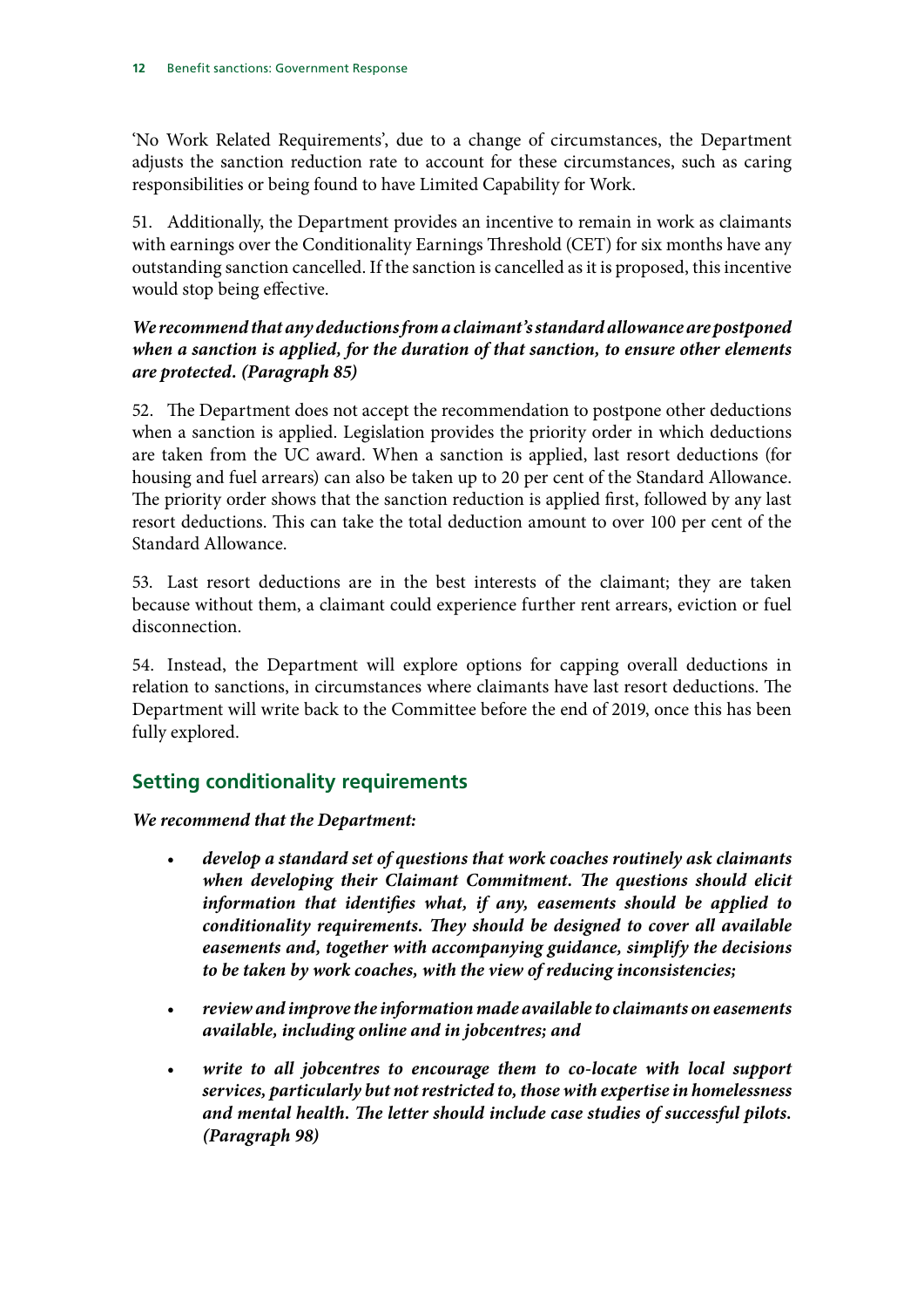'No Work Related Requirements', due to a change of circumstances, the Department adjusts the sanction reduction rate to account for these circumstances, such as caring responsibilities or being found to have Limited Capability for Work.

51. Additionally, the Department provides an incentive to remain in work as claimants with earnings over the Conditionality Earnings Threshold (CET) for six months have any outstanding sanction cancelled. If the sanction is cancelled as it is proposed, this incentive would stop being effective.

***We recommend that any deductions from a claimant's standard allowance are postponed when a sanction is applied, for the duration of that sanction, to ensure other elements are protected. (Paragraph 85)***

52. The Department does not accept the recommendation to postpone other deductions when a sanction is applied. Legislation provides the priority order in which deductions are taken from the UC award. When a sanction is applied, last resort deductions (for housing and fuel arrears) can also be taken up to 20 per cent of the Standard Allowance. The priority order shows that the sanction reduction is applied first, followed by any last resort deductions. This can take the total deduction amount to over 100 per cent of the Standard Allowance.

53. Last resort deductions are in the best interests of the claimant; they are taken because without them, a claimant could experience further rent arrears, eviction or fuel disconnection.

54. Instead, the Department will explore options for capping overall deductions in relation to sanctions, in circumstances where claimants have last resort deductions. The Department will write back to the Committee before the end of 2019, once this has been fully explored.

## Setting conditionality requirements

***We recommend that the Department:***

- ***develop a standard set of questions that work coaches routinely ask claimants when developing their Claimant Commitment. The questions should elicit information that identifies what, if any, easements should be applied to conditionality requirements. They should be designed to cover all available easements and, together with accompanying guidance, simplify the decisions to be taken by work coaches, with the view of reducing inconsistencies;***
- ***review and improve the information made available to claimants on easements available, including online and in jobcentres; and***
- ***write to all jobcentres to encourage them to co-locate with local support services, particularly but not restricted to, those with expertise in homelessness and mental health. The letter should include case studies of successful pilots. (Paragraph 98)***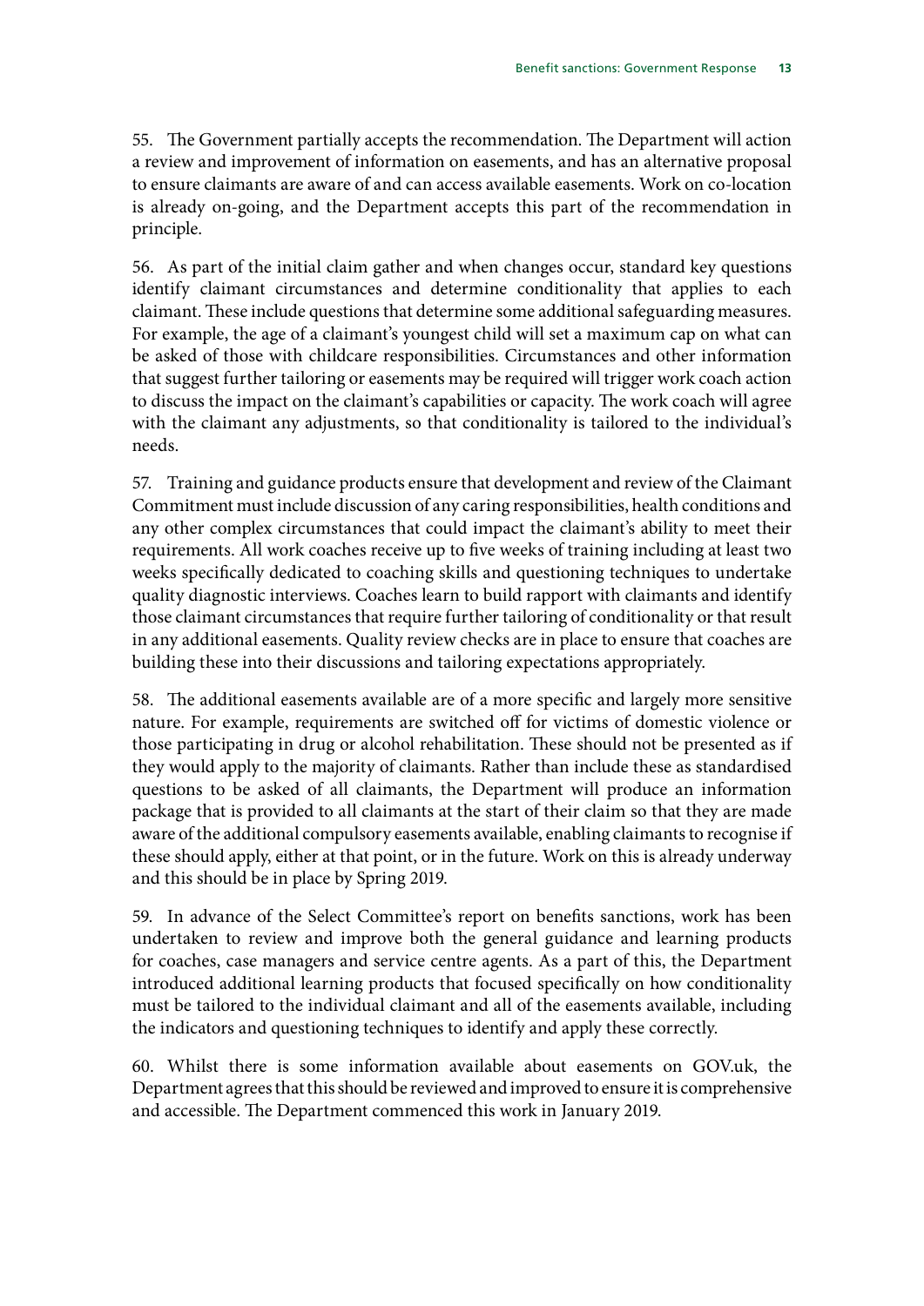55. The Government partially accepts the recommendation. The Department will action a review and improvement of information on easements, and has an alternative proposal to ensure claimants are aware of and can access available easements. Work on co-location is already on-going, and the Department accepts this part of the recommendation in principle.

56. As part of the initial claim gather and when changes occur, standard key questions identify claimant circumstances and determine conditionality that applies to each claimant. These include questions that determine some additional safeguarding measures. For example, the age of a claimant's youngest child will set a maximum cap on what can be asked of those with childcare responsibilities. Circumstances and other information that suggest further tailoring or easements may be required will trigger work coach action to discuss the impact on the claimant's capabilities or capacity. The work coach will agree with the claimant any adjustments, so that conditionality is tailored to the individual's needs.

57. Training and guidance products ensure that development and review of the Claimant Commitment must include discussion of any caring responsibilities, health conditions and any other complex circumstances that could impact the claimant's ability to meet their requirements. All work coaches receive up to five weeks of training including at least two weeks specifically dedicated to coaching skills and questioning techniques to undertake quality diagnostic interviews. Coaches learn to build rapport with claimants and identify those claimant circumstances that require further tailoring of conditionality or that result in any additional easements. Quality review checks are in place to ensure that coaches are building these into their discussions and tailoring expectations appropriately.

58. The additional easements available are of a more specific and largely more sensitive nature. For example, requirements are switched off for victims of domestic violence or those participating in drug or alcohol rehabilitation. These should not be presented as if they would apply to the majority of claimants. Rather than include these as standardised questions to be asked of all claimants, the Department will produce an information package that is provided to all claimants at the start of their claim so that they are made aware of the additional compulsory easements available, enabling claimants to recognise if these should apply, either at that point, or in the future. Work on this is already underway and this should be in place by Spring 2019.

59. In advance of the Select Committee's report on benefits sanctions, work has been undertaken to review and improve both the general guidance and learning products for coaches, case managers and service centre agents. As a part of this, the Department introduced additional learning products that focused specifically on how conditionality must be tailored to the individual claimant and all of the easements available, including the indicators and questioning techniques to identify and apply these correctly.

60. Whilst there is some information available about easements on GOV.uk, the Department agrees that this should be reviewed and improved to ensure it is comprehensive and accessible. The Department commenced this work in January 2019.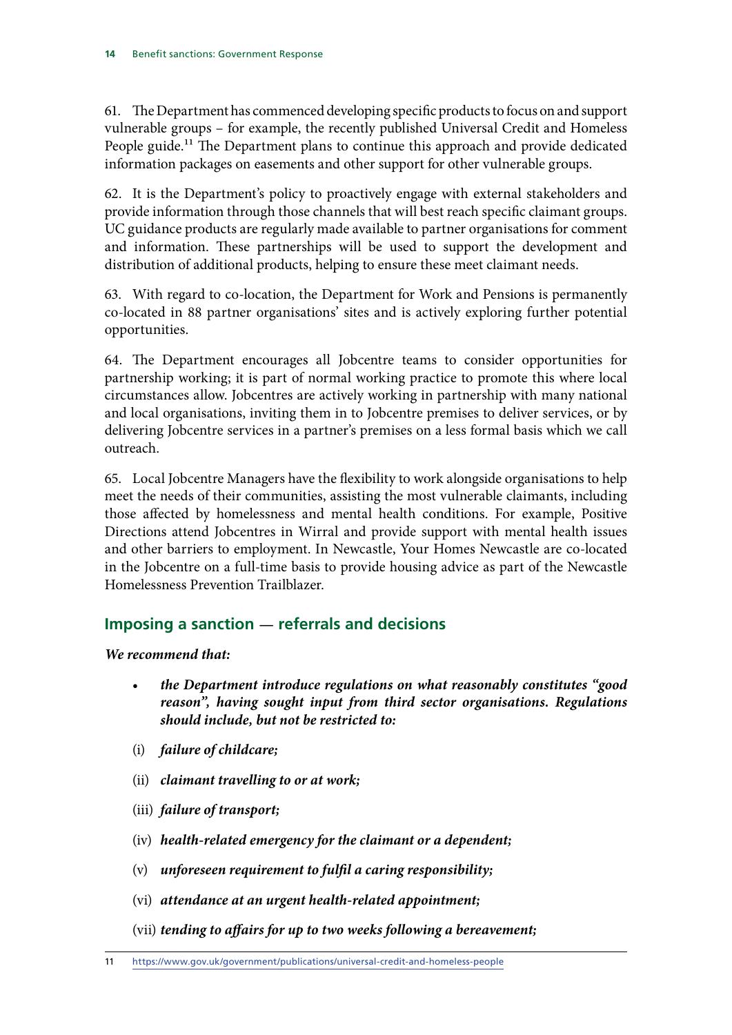61. The Department has commenced developing specific products to focus on and support vulnerable groups – for example, the recently published Universal Credit and Homeless People guide.[11] The Department plans to continue this approach and provide dedicated information packages on easements and other support for other vulnerable groups.

62. It is the Department's policy to proactively engage with external stakeholders and provide information through those channels that will best reach specific claimant groups. UC guidance products are regularly made available to partner organisations for comment and information. These partnerships will be used to support the development and distribution of additional products, helping to ensure these meet claimant needs.

63. With regard to co-location, the Department for Work and Pensions is permanently co-located in 88 partner organisations' sites and is actively exploring further potential opportunities.

64. The Department encourages all Jobcentre teams to consider opportunities for partnership working; it is part of normal working practice to promote this where local circumstances allow. Jobcentres are actively working in partnership with many national and local organisations, inviting them in to Jobcentre premises to deliver services, or by delivering Jobcentre services in a partner's premises on a less formal basis which we call outreach.

65. Local Jobcentre Managers have the flexibility to work alongside organisations to help meet the needs of their communities, assisting the most vulnerable claimants, including those affected by homelessness and mental health conditions. For example, Positive Directions attend Jobcentres in Wirral and provide support with mental health issues and other barriers to employment. In Newcastle, Your Homes Newcastle are co-located in the Jobcentre on a full-time basis to provide housing advice as part of the Newcastle Homelessness Prevention Trailblazer.

## Imposing a sanction — referrals and decisions

***We recommend that:***

- ***the Department introduce regulations on what reasonably constitutes "good reason", having sought input from third sector organisations. Regulations should include, but not be restricted to:***

(i) ***failure of childcare;***

(ii) ***claimant travelling to or at work;***

(iii) ***failure of transport;***

(iv) ***health-related emergency for the claimant or a dependent;***

(v) ***unforeseen requirement to fulfil a caring responsibility;***

(vi) ***attendance at an urgent health-related appointment;***

(vii) ***tending to affairs for up to two weeks following a bereavement;***

---

11 https://www.gov.uk/government/publications/universal-credit-and-homeless-people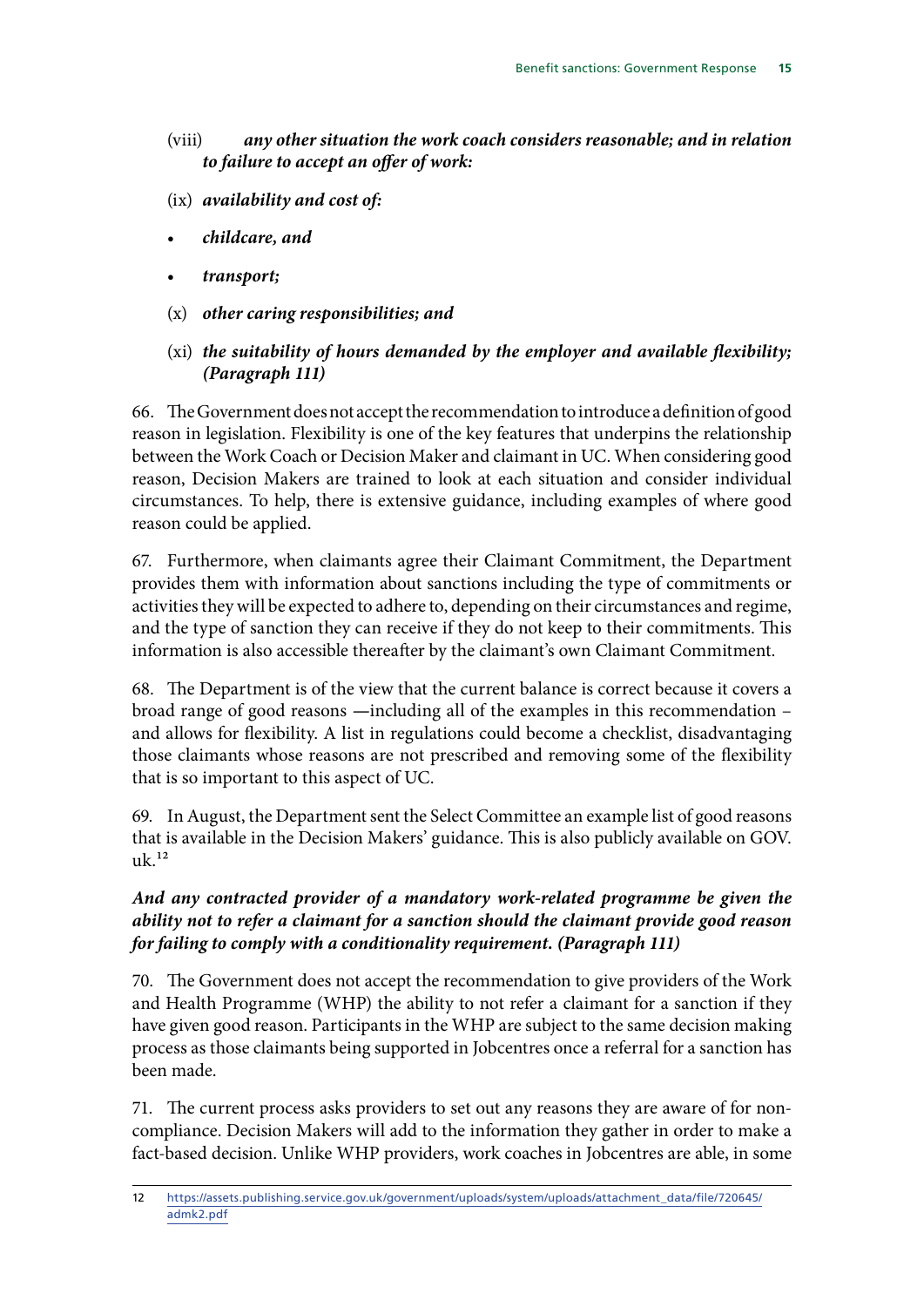(viii) ***any other situation the work coach considers reasonable; and in relation to failure to accept an offer of work:***

(ix) ***availability and cost of:***

- ***childcare, and***
- ***transport;***

(x) ***other caring responsibilities; and***

(xi) ***the suitability of hours demanded by the employer and available flexibility; (Paragraph 111)***

66. The Government does not accept the recommendation to introduce a definition of good reason in legislation. Flexibility is one of the key features that underpins the relationship between the Work Coach or Decision Maker and claimant in UC. When considering good reason, Decision Makers are trained to look at each situation and consider individual circumstances. To help, there is extensive guidance, including examples of where good reason could be applied.

67. Furthermore, when claimants agree their Claimant Commitment, the Department provides them with information about sanctions including the type of commitments or activities they will be expected to adhere to, depending on their circumstances and regime, and the type of sanction they can receive if they do not keep to their commitments. This information is also accessible thereafter by the claimant's own Claimant Commitment.

68. The Department is of the view that the current balance is correct because it covers a broad range of good reasons —including all of the examples in this recommendation – and allows for flexibility. A list in regulations could become a checklist, disadvantaging those claimants whose reasons are not prescribed and removing some of the flexibility that is so important to this aspect of UC.

69. In August, the Department sent the Select Committee an example list of good reasons that is available in the Decision Makers' guidance. This is also publicly available on GOV.uk.[12]

***And any contracted provider of a mandatory work-related programme be given the ability not to refer a claimant for a sanction should the claimant provide good reason for failing to comply with a conditionality requirement. (Paragraph 111)***

70. The Government does not accept the recommendation to give providers of the Work and Health Programme (WHP) the ability to not refer a claimant for a sanction if they have given good reason. Participants in the WHP are subject to the same decision making process as those claimants being supported in Jobcentres once a referral for a sanction has been made.

71. The current process asks providers to set out any reasons they are aware of for non-compliance. Decision Makers will add to the information they gather in order to make a fact-based decision. Unlike WHP providers, work coaches in Jobcentres are able, in some

---

12 https://assets.publishing.service.gov.uk/government/uploads/system/uploads/attachment_data/file/720645/admk2.pdf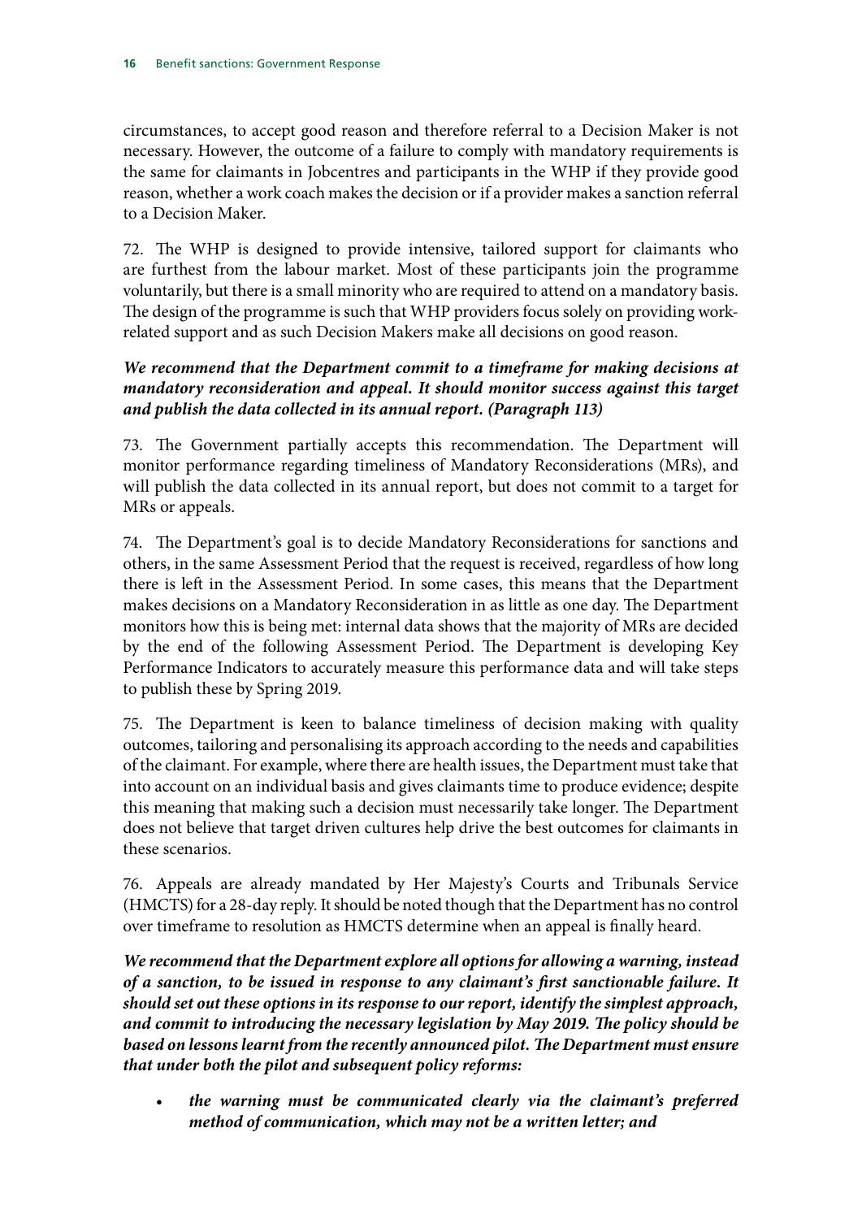circumstances, to accept good reason and therefore referral to a Decision Maker is not necessary. However, the outcome of a failure to comply with mandatory requirements is the same for claimants in Jobcentres and participants in the WHP if they provide good reason, whether a work coach makes the decision or if a provider makes a sanction referral to a Decision Maker.

72. The WHP is designed to provide intensive, tailored support for claimants who are furthest from the labour market. Most of these participants join the programme voluntarily, but there is a small minority who are required to attend on a mandatory basis. The design of the programme is such that WHP providers focus solely on providing work-related support and as such Decision Makers make all decisions on good reason.

***We recommend that the Department commit to a timeframe for making decisions at mandatory reconsideration and appeal. It should monitor success against this target and publish the data collected in its annual report. (Paragraph 113)***

73. The Government partially accepts this recommendation. The Department will monitor performance regarding timeliness of Mandatory Reconsiderations (MRs), and will publish the data collected in its annual report, but does not commit to a target for MRs or appeals.

74. The Department's goal is to decide Mandatory Reconsiderations for sanctions and others, in the same Assessment Period that the request is received, regardless of how long there is left in the Assessment Period. In some cases, this means that the Department makes decisions on a Mandatory Reconsideration in as little as one day. The Department monitors how this is being met: internal data shows that the majority of MRs are decided by the end of the following Assessment Period. The Department is developing Key Performance Indicators to accurately measure this performance data and will take steps to publish these by Spring 2019.

75. The Department is keen to balance timeliness of decision making with quality outcomes, tailoring and personalising its approach according to the needs and capabilities of the claimant. For example, where there are health issues, the Department must take that into account on an individual basis and gives claimants time to produce evidence; despite this meaning that making such a decision must necessarily take longer. The Department does not believe that target driven cultures help drive the best outcomes for claimants in these scenarios.

76. Appeals are already mandated by Her Majesty's Courts and Tribunals Service (HMCTS) for a 28-day reply. It should be noted though that the Department has no control over timeframe to resolution as HMCTS determine when an appeal is finally heard.

***We recommend that the Department explore all options for allowing a warning, instead of a sanction, to be issued in response to any claimant's first sanctionable failure. It should set out these options in its response to our report, identify the simplest approach, and commit to introducing the necessary legislation by May 2019. The policy should be based on lessons learnt from the recently announced pilot. The Department must ensure that under both the pilot and subsequent policy reforms:***

- ***the warning must be communicated clearly via the claimant's preferred method of communication, which may not be a written letter; and***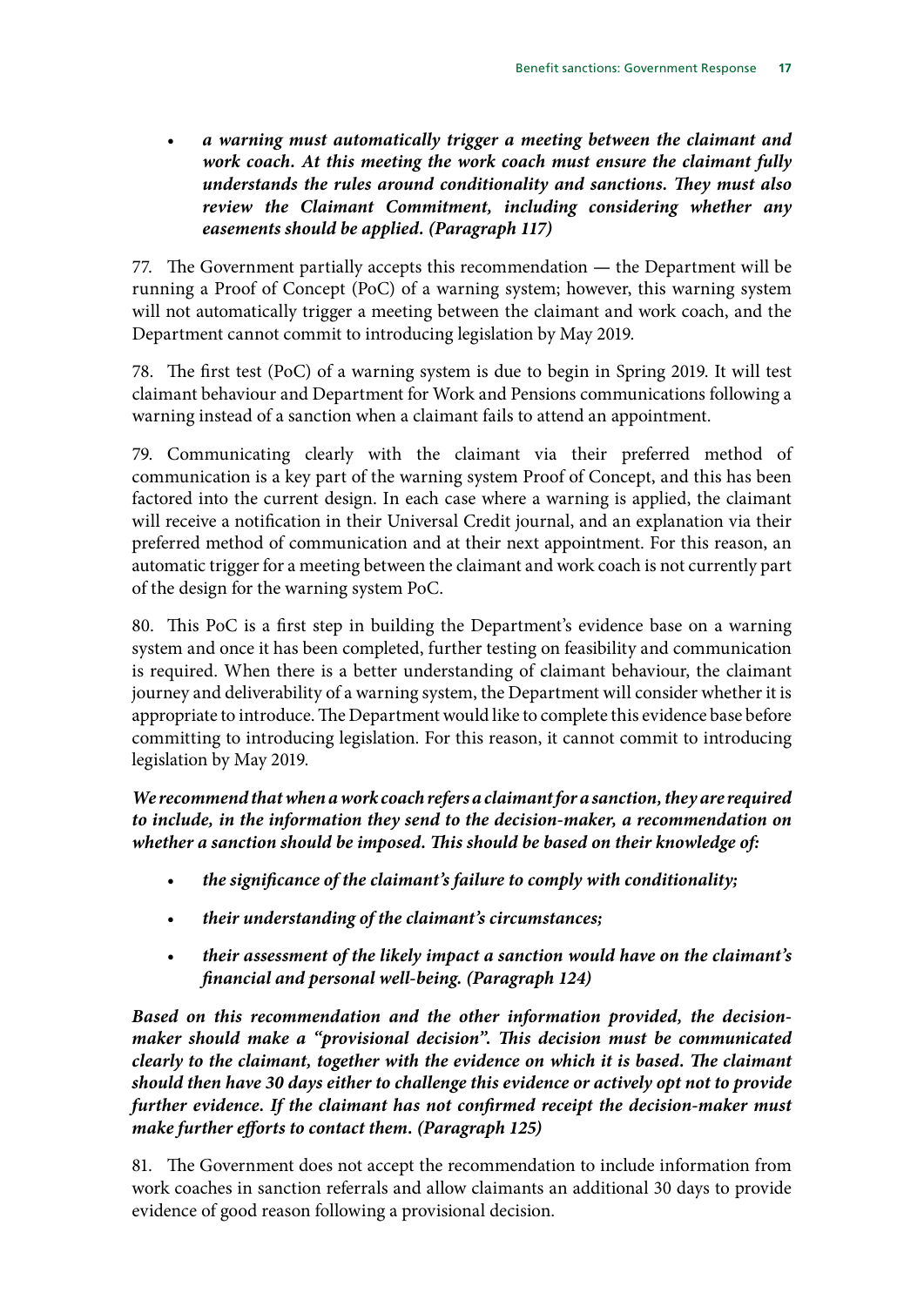- ***a warning must automatically trigger a meeting between the claimant and work coach. At this meeting the work coach must ensure the claimant fully understands the rules around conditionality and sanctions. They must also review the Claimant Commitment, including considering whether any easements should be applied. (Paragraph 117)***

77. The Government partially accepts this recommendation — the Department will be running a Proof of Concept (PoC) of a warning system; however, this warning system will not automatically trigger a meeting between the claimant and work coach, and the Department cannot commit to introducing legislation by May 2019.

78. The first test (PoC) of a warning system is due to begin in Spring 2019. It will test claimant behaviour and Department for Work and Pensions communications following a warning instead of a sanction when a claimant fails to attend an appointment.

79. Communicating clearly with the claimant via their preferred method of communication is a key part of the warning system Proof of Concept, and this has been factored into the current design. In each case where a warning is applied, the claimant will receive a notification in their Universal Credit journal, and an explanation via their preferred method of communication and at their next appointment. For this reason, an automatic trigger for a meeting between the claimant and work coach is not currently part of the design for the warning system PoC.

80. This PoC is a first step in building the Department's evidence base on a warning system and once it has been completed, further testing on feasibility and communication is required. When there is a better understanding of claimant behaviour, the claimant journey and deliverability of a warning system, the Department will consider whether it is appropriate to introduce. The Department would like to complete this evidence base before committing to introducing legislation. For this reason, it cannot commit to introducing legislation by May 2019.

***We recommend that when a work coach refers a claimant for a sanction, they are required to include, in the information they send to the decision-maker, a recommendation on whether a sanction should be imposed. This should be based on their knowledge of:***

- ***the significance of the claimant's failure to comply with conditionality;***
- ***their understanding of the claimant's circumstances;***
- ***their assessment of the likely impact a sanction would have on the claimant's financial and personal well-being. (Paragraph 124)***

***Based on this recommendation and the other information provided, the decision-maker should make a "provisional decision". This decision must be communicated clearly to the claimant, together with the evidence on which it is based. The claimant should then have 30 days either to challenge this evidence or actively opt not to provide further evidence. If the claimant has not confirmed receipt the decision-maker must make further efforts to contact them. (Paragraph 125)***

81. The Government does not accept the recommendation to include information from work coaches in sanction referrals and allow claimants an additional 30 days to provide evidence of good reason following a provisional decision.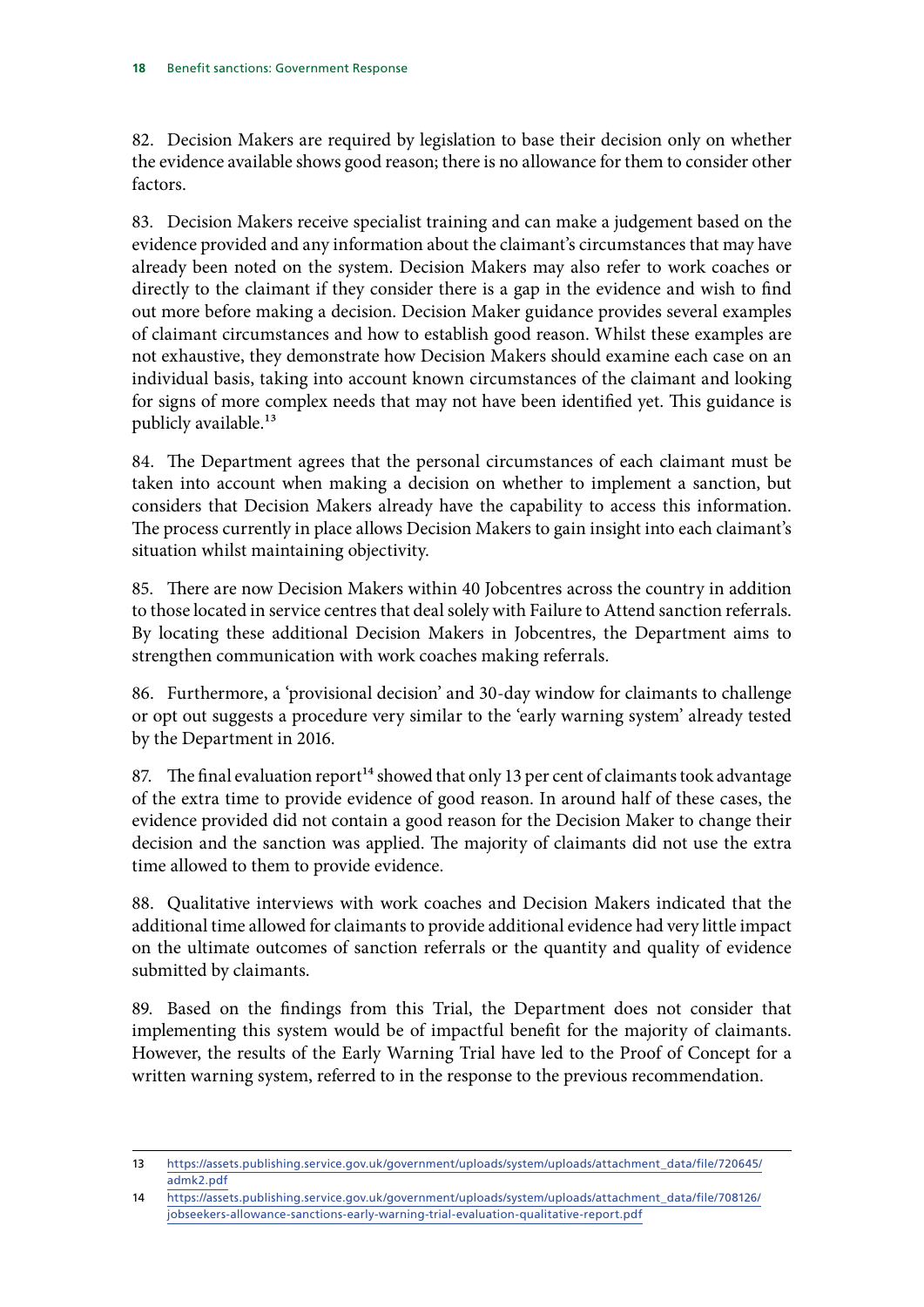82. Decision Makers are required by legislation to base their decision only on whether the evidence available shows good reason; there is no allowance for them to consider other factors.

83. Decision Makers receive specialist training and can make a judgement based on the evidence provided and any information about the claimant's circumstances that may have already been noted on the system. Decision Makers may also refer to work coaches or directly to the claimant if they consider there is a gap in the evidence and wish to find out more before making a decision. Decision Maker guidance provides several examples of claimant circumstances and how to establish good reason. Whilst these examples are not exhaustive, they demonstrate how Decision Makers should examine each case on an individual basis, taking into account known circumstances of the claimant and looking for signs of more complex needs that may not have been identified yet. This guidance is publicly available.[13]

84. The Department agrees that the personal circumstances of each claimant must be taken into account when making a decision on whether to implement a sanction, but considers that Decision Makers already have the capability to access this information. The process currently in place allows Decision Makers to gain insight into each claimant's situation whilst maintaining objectivity.

85. There are now Decision Makers within 40 Jobcentres across the country in addition to those located in service centres that deal solely with Failure to Attend sanction referrals. By locating these additional Decision Makers in Jobcentres, the Department aims to strengthen communication with work coaches making referrals.

86. Furthermore, a 'provisional decision' and 30-day window for claimants to challenge or opt out suggests a procedure very similar to the 'early warning system' already tested by the Department in 2016.

87. The final evaluation report[14] showed that only 13 per cent of claimants took advantage of the extra time to provide evidence of good reason. In around half of these cases, the evidence provided did not contain a good reason for the Decision Maker to change their decision and the sanction was applied. The majority of claimants did not use the extra time allowed to them to provide evidence.

88. Qualitative interviews with work coaches and Decision Makers indicated that the additional time allowed for claimants to provide additional evidence had very little impact on the ultimate outcomes of sanction referrals or the quantity and quality of evidence submitted by claimants.

89. Based on the findings from this Trial, the Department does not consider that implementing this system would be of impactful benefit for the majority of claimants. However, the results of the Early Warning Trial have led to the Proof of Concept for a written warning system, referred to in the response to the previous recommendation.

---

13 https://assets.publishing.service.gov.uk/government/uploads/system/uploads/attachment_data/file/720645/admk2.pdf

14 https://assets.publishing.service.gov.uk/government/uploads/system/uploads/attachment_data/file/708126/jobseekers-allowance-sanctions-early-warning-trial-evaluation-qualitative-report.pdf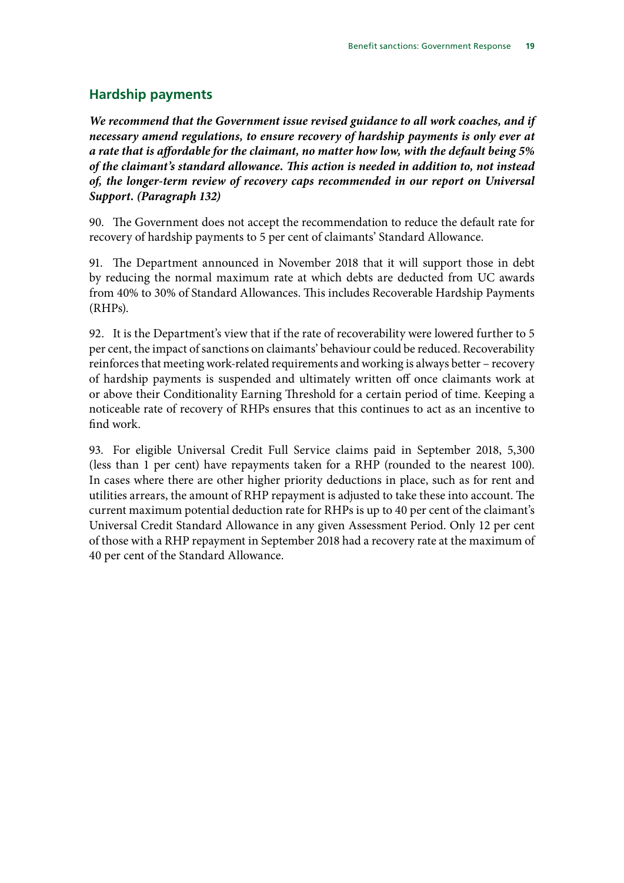## Hardship payments

***We recommend that the Government issue revised guidance to all work coaches, and if necessary amend regulations, to ensure recovery of hardship payments is only ever at a rate that is affordable for the claimant, no matter how low, with the default being 5% of the claimant's standard allowance. This action is needed in addition to, not instead of, the longer-term review of recovery caps recommended in our report on Universal Support. (Paragraph 132)***

90. The Government does not accept the recommendation to reduce the default rate for recovery of hardship payments to 5 per cent of claimants' Standard Allowance.

91. The Department announced in November 2018 that it will support those in debt by reducing the normal maximum rate at which debts are deducted from UC awards from 40% to 30% of Standard Allowances. This includes Recoverable Hardship Payments (RHPs).

92. It is the Department's view that if the rate of recoverability were lowered further to 5 per cent, the impact of sanctions on claimants' behaviour could be reduced. Recoverability reinforces that meeting work-related requirements and working is always better – recovery of hardship payments is suspended and ultimately written off once claimants work at or above their Conditionality Earning Threshold for a certain period of time. Keeping a noticeable rate of recovery of RHPs ensures that this continues to act as an incentive to find work.

93. For eligible Universal Credit Full Service claims paid in September 2018, 5,300 (less than 1 per cent) have repayments taken for a RHP (rounded to the nearest 100). In cases where there are other higher priority deductions in place, such as for rent and utilities arrears, the amount of RHP repayment is adjusted to take these into account. The current maximum potential deduction rate for RHPs is up to 40 per cent of the claimant's Universal Credit Standard Allowance in any given Assessment Period. Only 12 per cent of those with a RHP repayment in September 2018 had a recovery rate at the maximum of 40 per cent of the Standard Allowance.